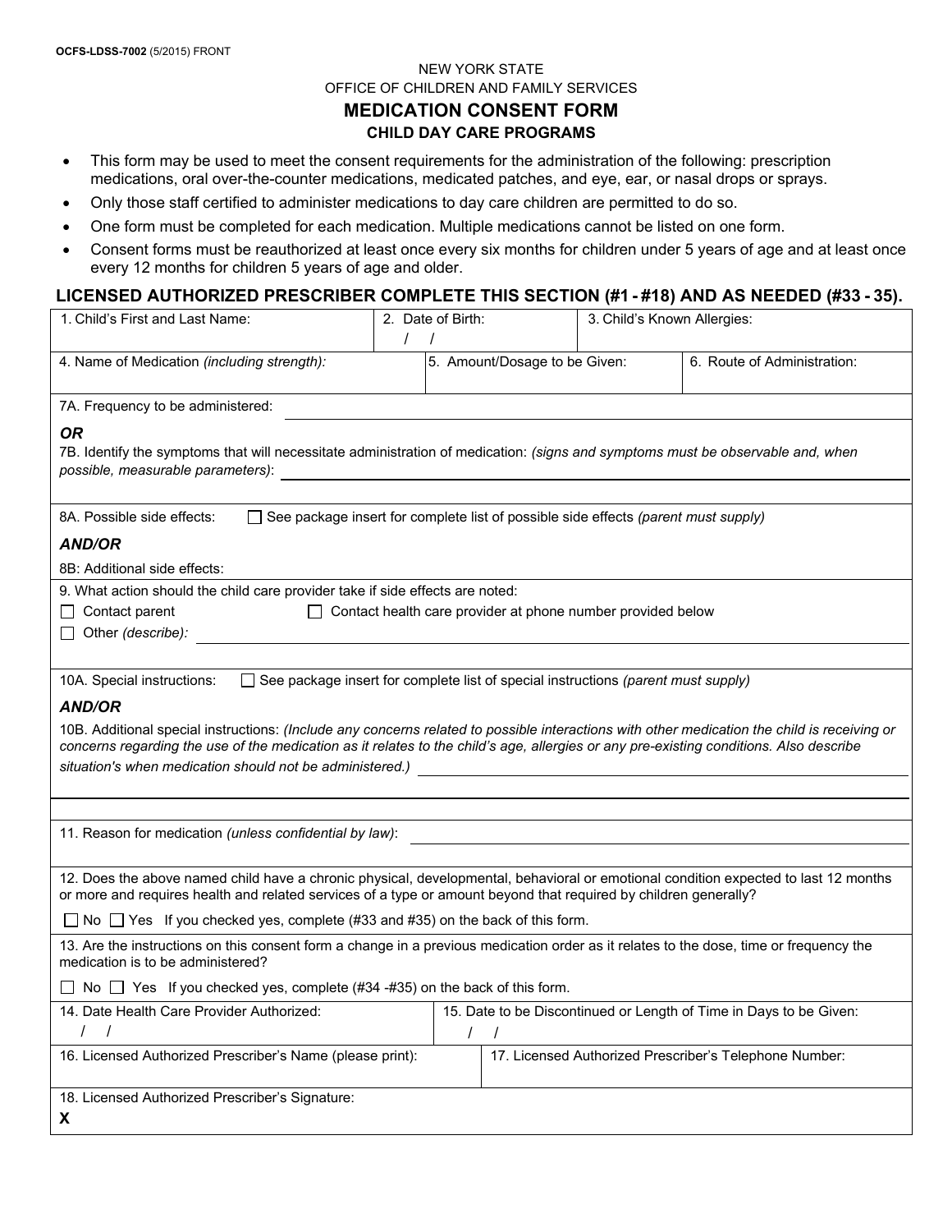OCFS-LDSS-7002 (5/2015) FRONT

NEW YORK STATE

OFFICE OF CHILDREN AND FAMILY SERVICES

# MEDICATION CONSENT FORM

## CHILD DAY CARE PROGRAMS

- This form may be used to meet the consent requirements for the administration of the following: prescription medications, oral over-the-counter medications, medicated patches, and eye, ear, or nasal drops or sprays.
- Only those staff certified to administer medications to day care children are permitted to do so.
- One form must be completed for each medication. Multiple medications cannot be listed on one form.
- Consent forms must be reauthorized at least once every six months for children under 5 years of age and at least once every 12 months for children 5 years of age and older.

### LICENSED AUTHORIZED PRESCRIBER COMPLETE THIS SECTION (#1 - #18) AND AS NEEDED (#33 - 35).

| 1. Child's First and Last Name: | 2. Date of Birth: / / | 3. Child's Known Allergies: |
|---|---|---|

| 4. Name of Medication *(including strength)*: | 5. Amount/Dosage to be Given: | 6. Route of Administration: |
|---|---|---|

7A. Frequency to be administered: ______________________

***OR***

7B. Identify the symptoms that will necessitate administration of medication: *(signs and symptoms must be observable and, when possible, measurable parameters)*: ______________________

8A. Possible side effects: ☐ See package insert for complete list of possible side effects *(parent must supply)*

***AND/OR***

8B: Additional side effects:

9. What action should the child care provider take if side effects are noted:

☐ Contact parent ☐ Contact health care provider at phone number provided below

☐ Other *(describe)*: ______________________

10A. Special instructions: ☐ See package insert for complete list of special instructions *(parent must supply)*

***AND/OR***

10B. Additional special instructions: *(Include any concerns related to possible interactions with other medication the child is receiving or concerns regarding the use of the medication as it relates to the child's age, allergies or any pre-existing conditions. Also describe situation's when medication should not be administered.)* ______________________

11. Reason for medication *(unless confidential by law)*: ______________________

12. Does the above named child have a chronic physical, developmental, behavioral or emotional condition expected to last 12 months or more and requires health and related services of a type or amount beyond that required by children generally?

☐ No ☐ Yes If you checked yes, complete (#33 and #35) on the back of this form.

13. Are the instructions on this consent form a change in a previous medication order as it relates to the dose, time or frequency the medication is to be administered?

☐ No ☐ Yes If you checked yes, complete (#34 -#35) on the back of this form.

| 14. Date Health Care Provider Authorized: / / | 15. Date to be Discontinued or Length of Time in Days to be Given: / / |
|---|---|

| 16. Licensed Authorized Prescriber's Name (please print): | 17. Licensed Authorized Prescriber's Telephone Number: |
|---|---|

18. Licensed Authorized Prescriber's Signature:

**X**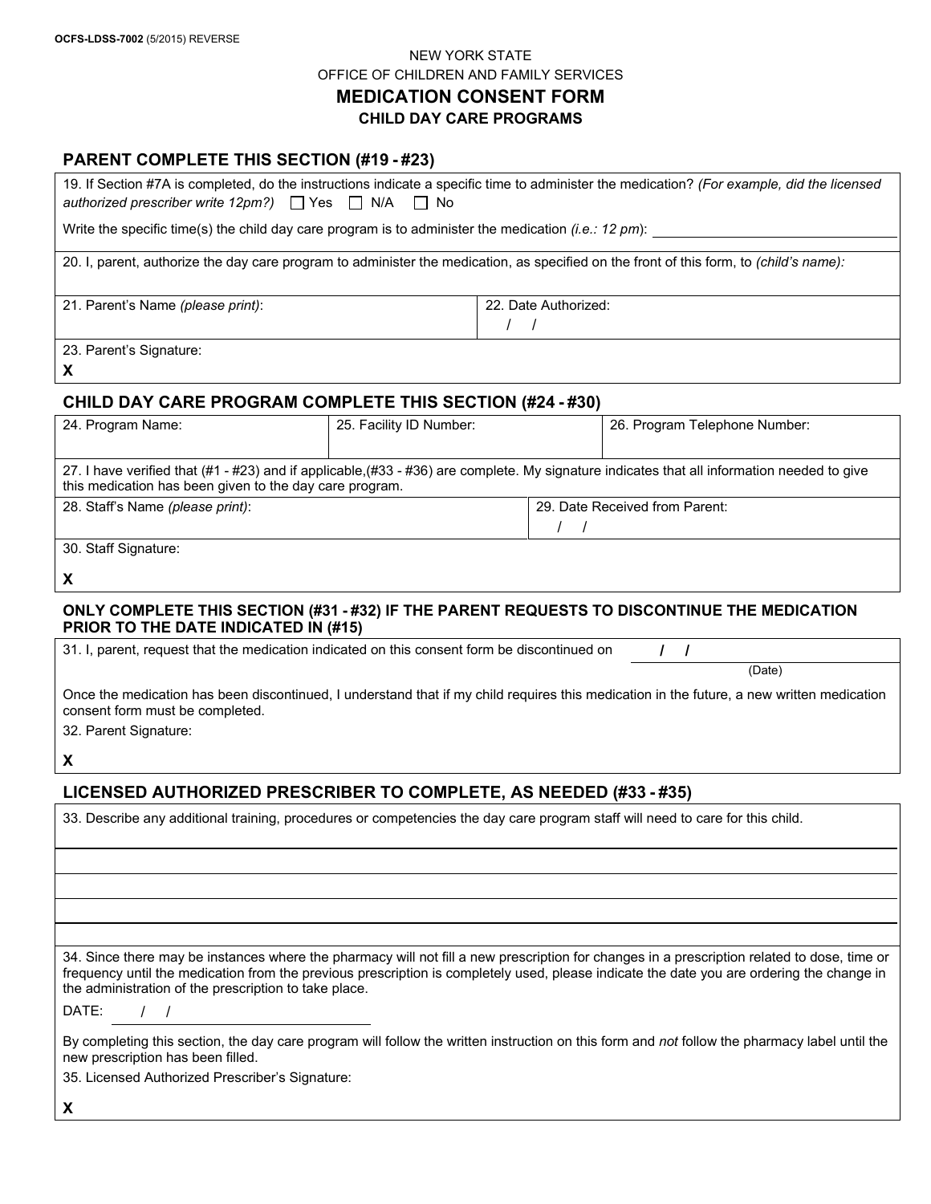OCFS-LDSS-7002 (5/2015) REVERSE

NEW YORK STATE

OFFICE OF CHILDREN AND FAMILY SERVICES

# MEDICATION CONSENT FORM

## CHILD DAY CARE PROGRAMS

### PARENT COMPLETE THIS SECTION (#19 - #23)

19. If Section #7A is completed, do the instructions indicate a specific time to administer the medication? *(For example, did the licensed authorized prescriber write 12pm?)* ☐ Yes ☐ N/A ☐ No

Write the specific time(s) the child day care program is to administer the medication *(i.e.: 12 pm)*: ____________________

20. I, parent, authorize the day care program to administer the medication, as specified on the front of this form, to *(child's name):*

| | |
|---|---|
| 21. Parent's Name *(please print)*: | 22. Date Authorized: / / |

23. Parent's Signature:

**X**

### CHILD DAY CARE PROGRAM COMPLETE THIS SECTION (#24 - #30)

| | | |
|---|---|---|
| 24. Program Name: | 25. Facility ID Number: | 26. Program Telephone Number: |

27. I have verified that (#1 - #23) and if applicable,(#33 - #36) are complete. My signature indicates that all information needed to give this medication has been given to the day care program.

| | |
|---|---|
| 28. Staff's Name *(please print)*: | 29. Date Received from Parent: / / |

30. Staff Signature:

**X**

### ONLY COMPLETE THIS SECTION (#31 - #32) IF THE PARENT REQUESTS TO DISCONTINUE THE MEDICATION PRIOR TO THE DATE INDICATED IN (#15)

31. I, parent, request that the medication indicated on this consent form be discontinued on **/ /** (Date)

Once the medication has been discontinued, I understand that if my child requires this medication in the future, a new written medication consent form must be completed.

32. Parent Signature:

**X**

### LICENSED AUTHORIZED PRESCRIBER TO COMPLETE, AS NEEDED (#33 - #35)

33. Describe any additional training, procedures or competencies the day care program staff will need to care for this child.

34. Since there may be instances where the pharmacy will not fill a new prescription for changes in a prescription related to dose, time or frequency until the medication from the previous prescription is completely used, please indicate the date you are ordering the change in the administration of the prescription to take place.

DATE: / /

By completing this section, the day care program will follow the written instruction on this form and *not* follow the pharmacy label until the new prescription has been filled.

35. Licensed Authorized Prescriber's Signature:

**X**